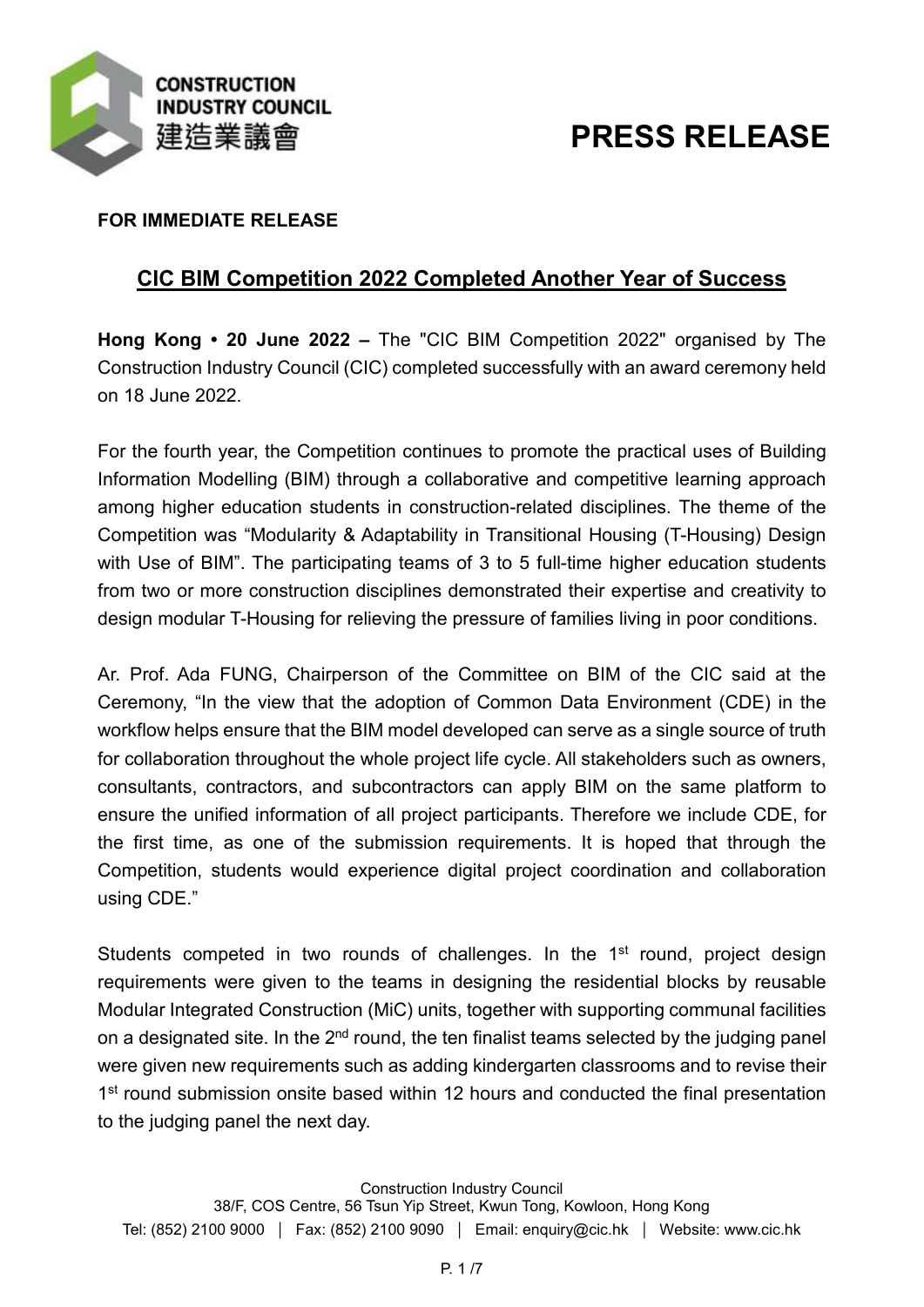# PRESS RELEASE

**FOR IMMEDIATE RELEASE**

## CIC BIM Competition 2022 Completed Another Year of Success

**Hong Kong • 20 June 2022 –** The "CIC BIM Competition 2022" organised by The Construction Industry Council (CIC) completed successfully with an award ceremony held on 18 June 2022.

For the fourth year, the Competition continues to promote the practical uses of Building Information Modelling (BIM) through a collaborative and competitive learning approach among higher education students in construction-related disciplines. The theme of the Competition was "Modularity & Adaptability in Transitional Housing (T-Housing) Design with Use of BIM". The participating teams of 3 to 5 full-time higher education students from two or more construction disciplines demonstrated their expertise and creativity to design modular T-Housing for relieving the pressure of families living in poor conditions.

Ar. Prof. Ada FUNG, Chairperson of the Committee on BIM of the CIC said at the Ceremony, "In the view that the adoption of Common Data Environment (CDE) in the workflow helps ensure that the BIM model developed can serve as a single source of truth for collaboration throughout the whole project life cycle. All stakeholders such as owners, consultants, contractors, and subcontractors can apply BIM on the same platform to ensure the unified information of all project participants. Therefore we include CDE, for the first time, as one of the submission requirements. It is hoped that through the Competition, students would experience digital project coordination and collaboration using CDE."

Students competed in two rounds of challenges. In the 1st round, project design requirements were given to the teams in designing the residential blocks by reusable Modular Integrated Construction (MiC) units, together with supporting communal facilities on a designated site. In the 2nd round, the ten finalist teams selected by the judging panel were given new requirements such as adding kindergarten classrooms and to revise their 1st round submission onsite based within 12 hours and conducted the final presentation to the judging panel the next day.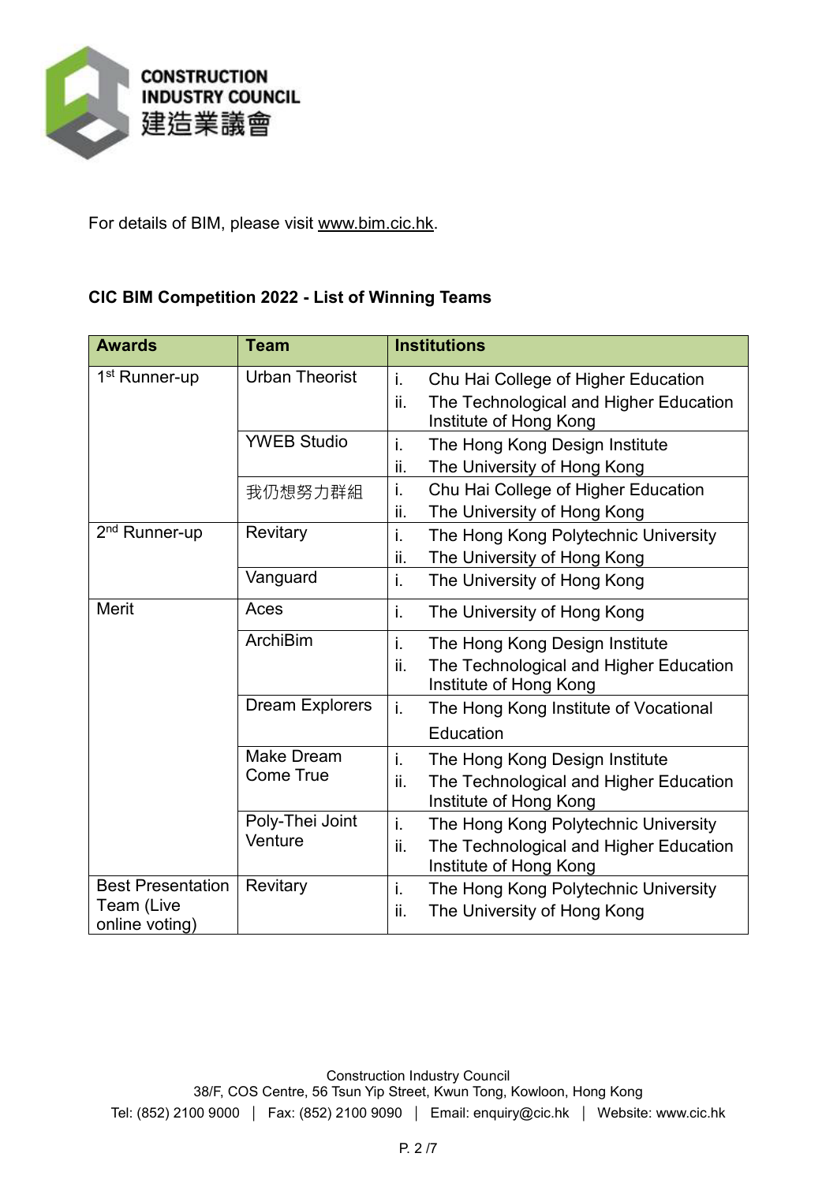For details of BIM, please visit www.bim.cic.hk.

**CIC BIM Competition 2022 - List of Winning Teams**

| Awards | Team | Institutions |
|---|---|---|
| 1st Runner-up | Urban Theorist | i. Chu Hai College of Higher Education<br>ii. The Technological and Higher Education Institute of Hong Kong |
| | YWEB Studio | i. The Hong Kong Design Institute<br>ii. The University of Hong Kong |
| | 我仍想努力群組 | i. Chu Hai College of Higher Education<br>ii. The University of Hong Kong |
| 2nd Runner-up | Revitary | i. The Hong Kong Polytechnic University<br>ii. The University of Hong Kong |
| | Vanguard | i. The University of Hong Kong |
| Merit | Aces | i. The University of Hong Kong |
| | ArchiBim | i. The Hong Kong Design Institute<br>ii. The Technological and Higher Education Institute of Hong Kong |
| | Dream Explorers | i. The Hong Kong Institute of Vocational Education |
| | Make Dream Come True | i. The Hong Kong Design Institute<br>ii. The Technological and Higher Education Institute of Hong Kong |
| | Poly-Thei Joint Venture | i. The Hong Kong Polytechnic University<br>ii. The Technological and Higher Education Institute of Hong Kong |
| Best Presentation Team (Live online voting) | Revitary | i. The Hong Kong Polytechnic University<br>ii. The University of Hong Kong |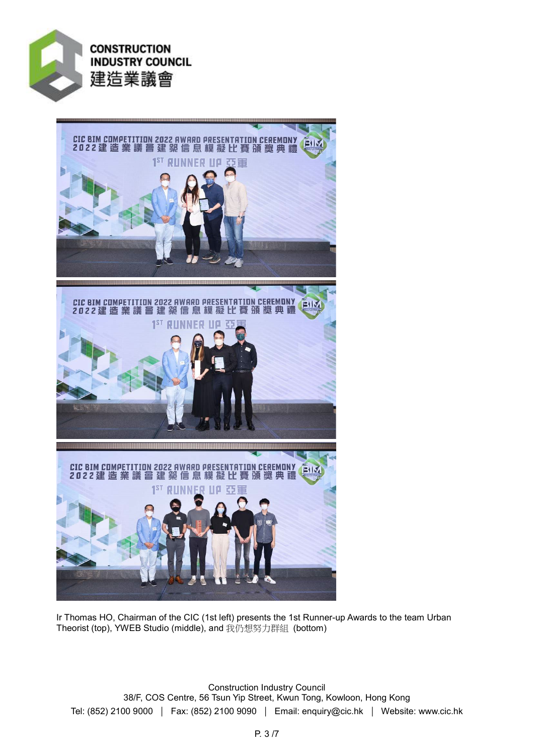Ir Thomas HO, Chairman of the CIC (1st left) presents the 1st Runner-up Awards to the team Urban Theorist (top), YWEB Studio (middle), and 我仍想努力群組 (bottom)

Construction Industry Council
38/F, COS Centre, 56 Tsun Yip Street, Kwun Tong, Kowloon, Hong Kong
Tel: (852) 2100 9000 | Fax: (852) 2100 9090 | Email: enquiry@cic.hk | Website: www.cic.hk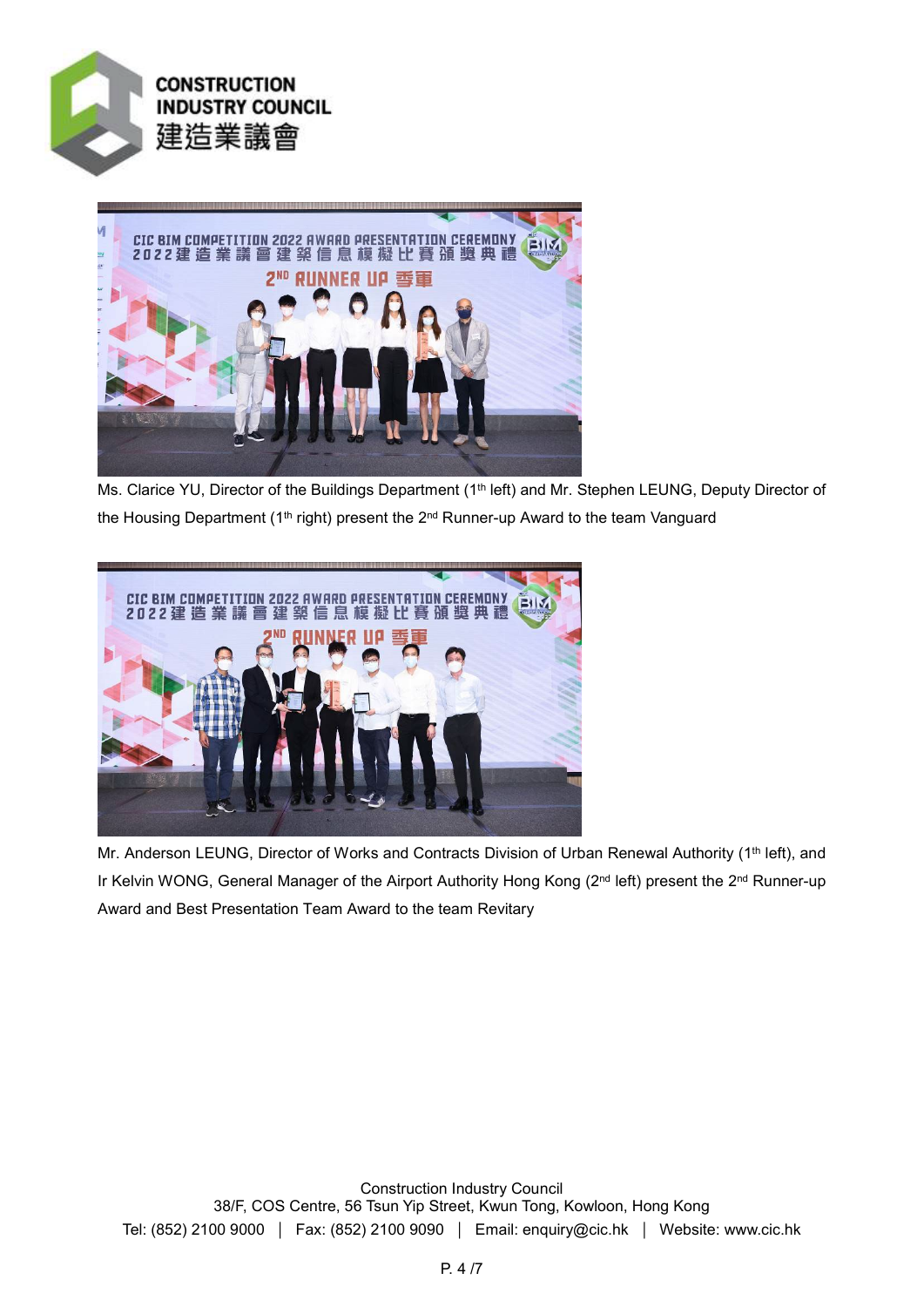Ms. Clarice YU, Director of the Buildings Department (1th left) and Mr. Stephen LEUNG, Deputy Director of the Housing Department (1th right) present the 2nd Runner-up Award to the team Vanguard

Mr. Anderson LEUNG, Director of Works and Contracts Division of Urban Renewal Authority (1th left), and Ir Kelvin WONG, General Manager of the Airport Authority Hong Kong (2nd left) present the 2nd Runner-up Award and Best Presentation Team Award to the team Revitary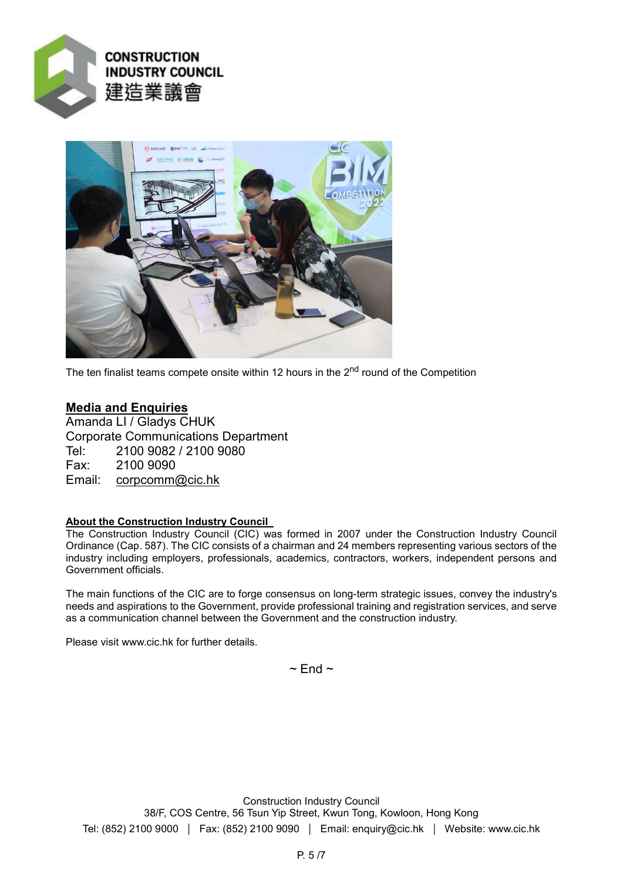The ten finalist teams compete onsite within 12 hours in the 2nd round of the Competition

**Media and Enquiries**

Amanda LI / Gladys CHUK
Corporate Communications Department
Tel: 2100 9082 / 2100 9080
Fax: 2100 9090
Email: corpcomm@cic.hk

**About the Construction Industry Council**

The Construction Industry Council (CIC) was formed in 2007 under the Construction Industry Council Ordinance (Cap. 587). The CIC consists of a chairman and 24 members representing various sectors of the industry including employers, professionals, academics, contractors, workers, independent persons and Government officials.

The main functions of the CIC are to forge consensus on long-term strategic issues, convey the industry's needs and aspirations to the Government, provide professional training and registration services, and serve as a communication channel between the Government and the construction industry.

Please visit www.cic.hk for further details.

~ End ~